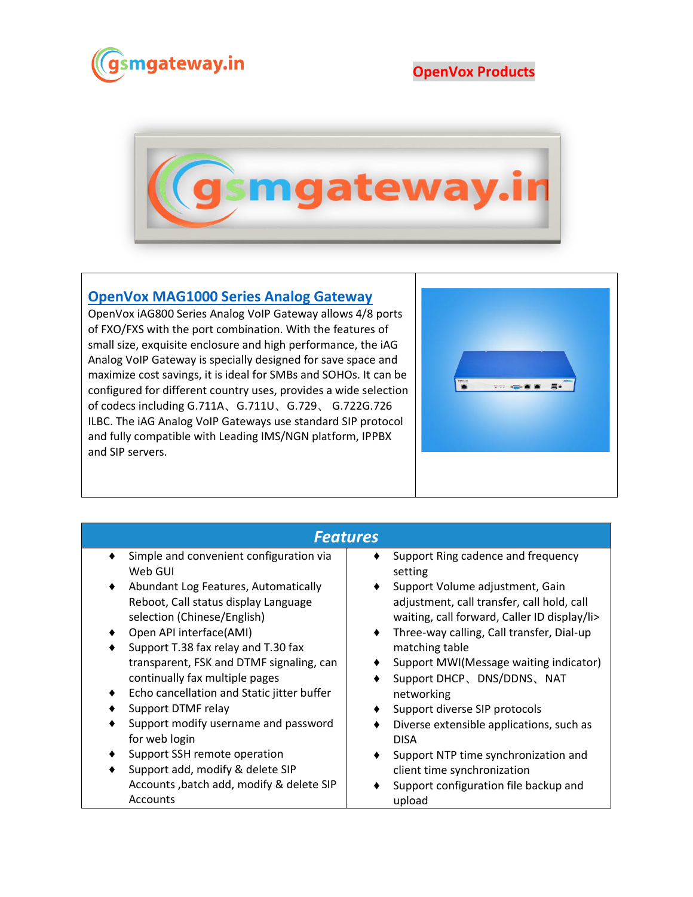gsmgateway.in

**OpenVox Products**

## OpenVox MAG1000 Series Analog Gateway

OpenVox iAG800 Series Analog VoIP Gateway allows 4/8 ports of FXO/FXS with the port combination. With the features of small size, exquisite enclosure and high performance, the iAG Analog VoIP Gateway is specially designed for save space and maximize cost savings, it is ideal for SMBs and SOHOs. It can be configured for different country uses, provides a wide selection of codecs including G.711A、G.711U、G.729、 G.722G.726 ILBC. The iAG Analog VoIP Gateways use standard SIP protocol and fully compatible with Leading IMS/NGN platform, IPPBX and SIP servers.

## *Features*

- Simple and convenient configuration via Web GUI
- Abundant Log Features, Automatically Reboot, Call status display Language selection (Chinese/English)
- Open API interface(AMI)
- Support T.38 fax relay and T.30 fax transparent, FSK and DTMF signaling, can continually fax multiple pages
- Echo cancellation and Static jitter buffer
- Support DTMF relay
- Support modify username and password for web login
- Support SSH remote operation
- Support add, modify & delete SIP Accounts ,batch add, modify & delete SIP Accounts
- Support Ring cadence and frequency setting
- Support Volume adjustment, Gain adjustment, call transfer, call hold, call waiting, call forward, Caller ID display/li>
- Three-way calling, Call transfer, Dial-up matching table
- Support MWI(Message waiting indicator)
- Support DHCP、DNS/DDNS、NAT networking
- Support diverse SIP protocols
- Diverse extensible applications, such as DISA
- Support NTP time synchronization and client time synchronization
- Support configuration file backup and upload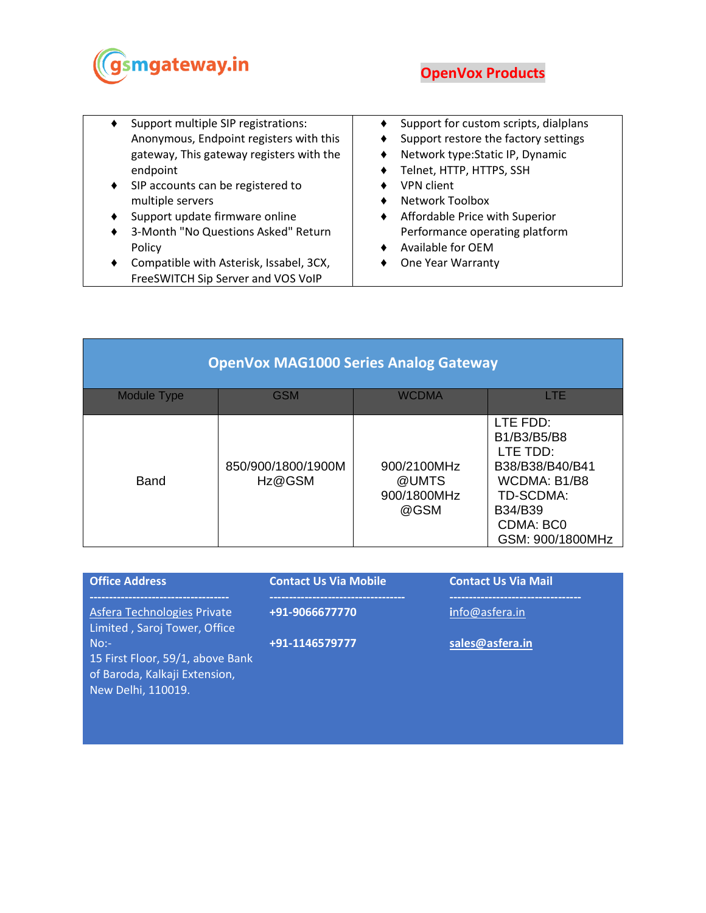# OpenVox Products

| | |
|---|---|
| ♦ Support multiple SIP registrations: Anonymous, Endpoint registers with this gateway, This gateway registers with the endpoint<br>♦ SIP accounts can be registered to multiple servers<br>♦ Support update firmware online<br>♦ 3-Month "No Questions Asked" Return Policy<br>♦ Compatible with Asterisk, Issabel, 3CX, FreeSWITCH Sip Server and VOS VoIP | ♦ Support for custom scripts, dialplans<br>♦ Support restore the factory settings<br>♦ Network type:Static IP, Dynamic<br>♦ Telnet, HTTP, HTTPS, SSH<br>♦ VPN client<br>♦ Network Toolbox<br>♦ Affordable Price with Superior Performance operating platform<br>♦ Available for OEM<br>♦ One Year Warranty |

## OpenVox MAG1000 Series Analog Gateway

| Module Type | GSM | WCDMA | LTE |
|---|---|---|---|
| Band | 850/900/1800/1900MHz@GSM | 900/2100MHz @UMTS 900/1800MHz @GSM | LTE FDD: B1/B3/B5/B8<br>LTE TDD: B38/B38/B40/B41<br>WCDMA: B1/B8<br>TD-SCDMA: B34/B39<br>CDMA: BC0<br>GSM: 900/1800MHz |

| Office Address | Contact Us Via Mobile | Contact Us Via Mail |
|---|---|---|
| Asfera Technologies Private Limited , Saroj Tower, Office No:- 15 First Floor, 59/1, above Bank of Baroda, Kalkaji Extension, New Delhi, 110019. | **+91-9066677770**<br>**+91-1146579777** | info@asfera.in<br>**sales@asfera.in** |